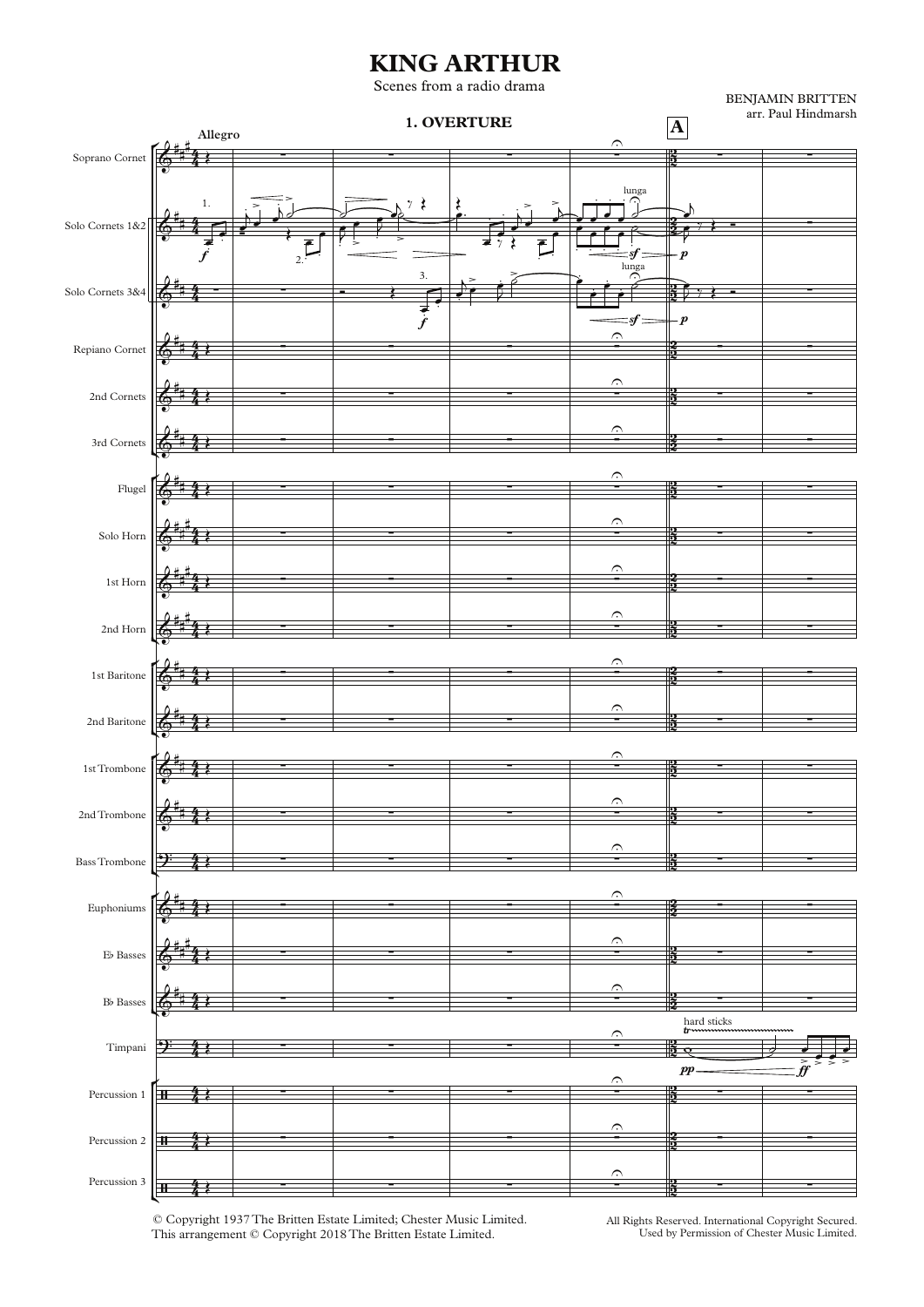# KING ARTHUR

Scenes from a radio drama

BENJAMIN BRITTEN
arr. Paul Hindmarsh

## 1. OVERTURE

© Copyright 1937 The Britten Estate Limited; Chester Music Limited.
This arrangement © Copyright 2018 The Britten Estate Limited.

All Rights Reserved. International Copyright Secured.
Used by Permission of Chester Music Limited.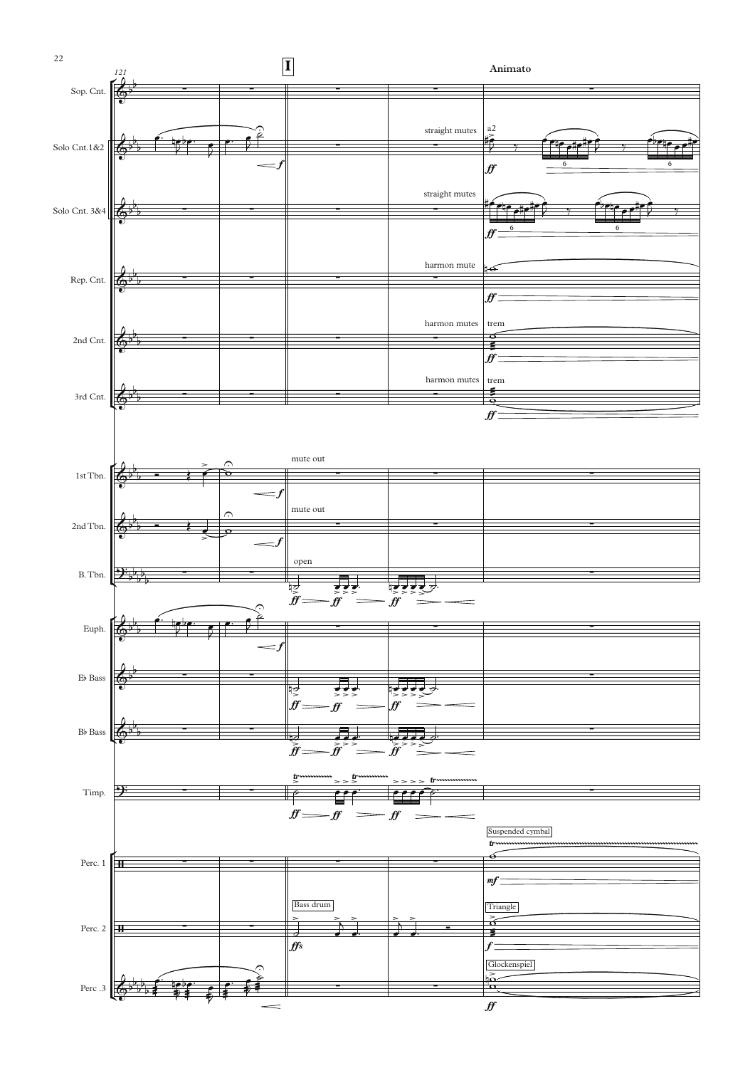**I**

**Animato**

Sop. Cnt.

Solo Cnt.1&2 — *f* — straight mutes — a2 — *ff*

Solo Cnt. 3&4 — straight mutes — *ff*

Rep. Cnt. — harmon mute — *ff*

2nd Cnt. — harmon mutes — trem — *ff*

3rd Cnt. — harmon mutes — trem — *ff*

1st Tbn. — *f* — mute out

2nd Tbn. — *f* — mute out

B. Tbn. — open — *ff* — *ff* — *ff*

Euph. — *f*

E♭ Bass — *ff* — *ff* — *ff*

B♭ Bass — *ff* — *ff* — *ff*

Timp. — tr — tr — tr — *ff* — *ff* — *ff*

Perc. 1 — Suspended cymbal — tr — *mf*

Perc. 2 — Bass drum — *ffs* — Triangle — *f*

Perc .3 — Glockenspiel — *ff*